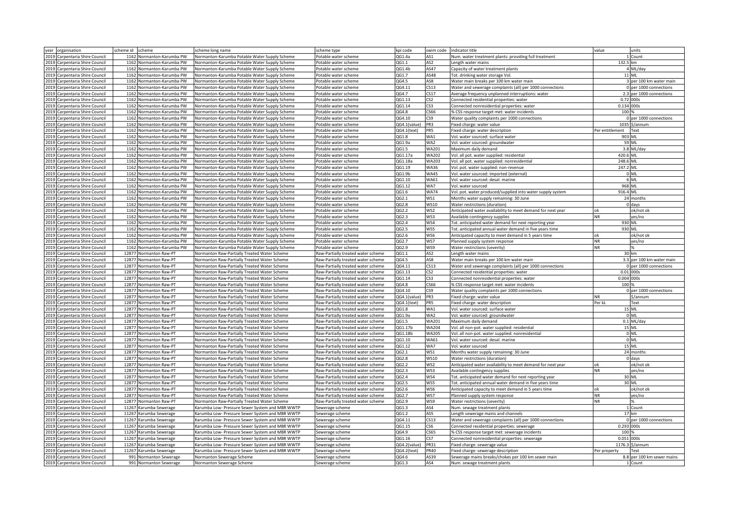| year | organisation | scheme id | scheme | scheme long name | scheme type | kpi code | swim code | indicator title | value | units |
|---|---|---|---|---|---|---|---|---|---|---|
| 2019 | Carpentaria Shire Council | 1162 | Normanton-Karumba PW | Normanton-Karumba Potable Water Supply Scheme | Potable water scheme | QG1.4a | AS1 | Num. water treatment plants: providing full treatment | 1 | Count |
| 2019 | Carpentaria Shire Council | 1162 | Normanton-Karumba PW | Normanton-Karumba Potable Water Supply Scheme | Potable water scheme | QG1.1 | AS2 | Length water mains | 132.5 | km |
| 2019 | Carpentaria Shire Council | 1162 | Normanton-Karumba PW | Normanton-Karumba Potable Water Supply Scheme | Potable water scheme | QG1.4b | AS47 | Capacity of water treatment plants | 4 | ML/day |
| 2019 | Carpentaria Shire Council | 1162 | Normanton-Karumba PW | Normanton-Karumba Potable Water Supply Scheme | Potable water scheme | QG1.7 | AS48 | Tot. drinking water storage Vol. | 11 | ML |
| 2019 | Carpentaria Shire Council | 1162 | Normanton-Karumba PW | Normanton-Karumba Potable Water Supply Scheme | Potable water scheme | QG4.5 | AS8 | Water main breaks per 100 km water main | 3 | per 100 km water main |
| 2019 | Carpentaria Shire Council | 1162 | Normanton-Karumba PW | Normanton-Karumba Potable Water Supply Scheme | Potable water scheme | QG4.11 | CS13 | Water and sewerage complaints (all) per 1000 connections | 0 | per 1000 connections |
| 2019 | Carpentaria Shire Council | 1162 | Normanton-Karumba PW | Normanton-Karumba Potable Water Supply Scheme | Potable water scheme | QG4.7 | CS17 | Average frequency unplanned interruptions: water | 2.3 | per 1000 connections |
| 2019 | Carpentaria Shire Council | 1162 | Normanton-Karumba PW | Normanton-Karumba Potable Water Supply Scheme | Potable water scheme | QG1.13 | CS2 | Connected residential properties: water | 0.72 | 000s |
| 2019 | Carpentaria Shire Council | 1162 | Normanton-Karumba PW | Normanton-Karumba Potable Water Supply Scheme | Potable water scheme | QG1.14 | CS3 | Connected nonresidential properties: water | 0.134 | 000s |
| 2019 | Carpentaria Shire Council | 1162 | Normanton-Karumba PW | Normanton-Karumba Potable Water Supply Scheme | Potable water scheme | QG4.8 | CS66 | % CSS response target met: water incidents | 100 | % |
| 2019 | Carpentaria Shire Council | 1162 | Normanton-Karumba PW | Normanton-Karumba Potable Water Supply Scheme | Potable water scheme | QG4.10 | CS9 | Water quality complaints per 1000 connections | 0 | per 1000 connections |
| 2019 | Carpentaria Shire Council | 1162 | Normanton-Karumba PW | Normanton-Karumba Potable Water Supply Scheme | Potable water scheme | QG4.1(value) | PR3 | Fixed charge: water value | 1035 | $/annum |
| 2019 | Carpentaria Shire Council | 1162 | Normanton-Karumba PW | Normanton-Karumba Potable Water Supply Scheme | Potable water scheme | QG4.1(text) | PR5 | Fixed charge: water description | Per entitlement | Text |
| 2019 | Carpentaria Shire Council | 1162 | Normanton-Karumba PW | Normanton-Karumba Potable Water Supply Scheme | Potable water scheme | QG1.8 | WA1 | Vol. water sourced: surface water | 903 | ML |
| 2019 | Carpentaria Shire Council | 1162 | Normanton-Karumba PW | Normanton-Karumba Potable Water Supply Scheme | Potable water scheme | QG1.9a | WA2 | Vol. water sourced: groundwater | 59 | ML |
| 2019 | Carpentaria Shire Council | 1162 | Normanton-Karumba PW | Normanton-Karumba Potable Water Supply Scheme | Potable water scheme | QG1.5 | WA201 | Maximum daily demand | 3.8 | ML/day |
| 2019 | Carpentaria Shire Council | 1162 | Normanton-Karumba PW | Normanton-Karumba Potable Water Supply Scheme | Potable water scheme | QG1.17a | WA202 | Vol. all pot. water supplied: residential | 420.6 | ML |
| 2019 | Carpentaria Shire Council | 1162 | Normanton-Karumba PW | Normanton-Karumba Potable Water Supply Scheme | Potable water scheme | QG1.18a | WA203 | Vol. all pot. water supplied: nonresidential | 248.6 | ML |
| 2019 | Carpentaria Shire Council | 1162 | Normanton-Karumba PW | Normanton-Karumba Potable Water Supply Scheme | Potable water scheme | QG1.19 | WA36 | Vol. pot. water supplied: non-revenue | 247.2 | ML |
| 2019 | Carpentaria Shire Council | 1162 | Normanton-Karumba PW | Normanton-Karumba Potable Water Supply Scheme | Potable water scheme | QG1.9b | WA45 | Vol. water sourced: imported (external) | 0 | ML |
| 2019 | Carpentaria Shire Council | 1162 | Normanton-Karumba PW | Normanton-Karumba Potable Water Supply Scheme | Potable water scheme | QG1.10 | WA61 | Vol. water sourced: desal. marine | 6 | ML |
| 2019 | Carpentaria Shire Council | 1162 | Normanton-Karumba PW | Normanton-Karumba Potable Water Supply Scheme | Potable water scheme | QG1.12 | WA7 | Vol. water sourced | 968 | ML |
| 2019 | Carpentaria Shire Council | 1162 | Normanton-Karumba PW | Normanton-Karumba Potable Water Supply Scheme | Potable water scheme | QG1.6 | WA74 | Vol. pot. water produced/supplied into water supply system | 916.4 | ML |
| 2019 | Carpentaria Shire Council | 1162 | Normanton-Karumba PW | Normanton-Karumba Potable Water Supply Scheme | Potable water scheme | QG2.1 | WS1 | Months water supply remaining: 30 June | 24 | months |
| 2019 | Carpentaria Shire Council | 1162 | Normanton-Karumba PW | Normanton-Karumba Potable Water Supply Scheme | Potable water scheme | QG2.8 | WS10 | Water restrictions (duration) | 0 | days |
| 2019 | Carpentaria Shire Council | 1162 | Normanton-Karumba PW | Normanton-Karumba Potable Water Supply Scheme | Potable water scheme | QG2.2 | WS2 | Anticipated water availability to meet demand for next year | ok | ok/not ok |
| 2019 | Carpentaria Shire Council | 1162 | Normanton-Karumba PW | Normanton-Karumba Potable Water Supply Scheme | Potable water scheme | QG2.3 | WS3 | Available contingency supplies | NR | yes/no |
| 2019 | Carpentaria Shire Council | 1162 | Normanton-Karumba PW | Normanton-Karumba Potable Water Supply Scheme | Potable water scheme | QG2.4 | WS4 | Tot. anticipated water demand for next reporting year | 930 | ML |
| 2019 | Carpentaria Shire Council | 1162 | Normanton-Karumba PW | Normanton-Karumba Potable Water Supply Scheme | Potable water scheme | QG2.5 | WS5 | Tot. anticipated annual water demand in five years time | 930 | ML |
| 2019 | Carpentaria Shire Council | 1162 | Normanton-Karumba PW | Normanton-Karumba Potable Water Supply Scheme | Potable water scheme | QG2.6 | WS6 | Anticipated capacity to meet demand in 5 years time | ok | ok/not ok |
| 2019 | Carpentaria Shire Council | 1162 | Normanton-Karumba PW | Normanton-Karumba Potable Water Supply Scheme | Potable water scheme | QG2.7 | WS7 | Planned supply system response | NR | yes/no |
| 2019 | Carpentaria Shire Council | 1162 | Normanton-Karumba PW | Normanton-Karumba Potable Water Supply Scheme | Potable water scheme | QG2.9 | WS9 | Water restrictions (severity) | NR | % |
| 2019 | Carpentaria Shire Council | 12877 | Normanton Raw-PT | Normanton Raw-Partially Treated Water Scheme | Raw-Partially treated water scheme | QG1.1 | AS2 | Length water mains | 30 | km |
| 2019 | Carpentaria Shire Council | 12877 | Normanton Raw-PT | Normanton Raw-Partially Treated Water Scheme | Raw-Partially treated water scheme | QG4.5 | AS8 | Water main breaks per 100 km water main | 3.3 | per 100 km water main |
| 2019 | Carpentaria Shire Council | 12877 | Normanton Raw-PT | Normanton Raw-Partially Treated Water Scheme | Raw-Partially treated water scheme | QG4.11 | CS13 | Water and sewerage complaints (all) per 1000 connections | 0 | per 1000 connections |
| 2019 | Carpentaria Shire Council | 12877 | Normanton Raw-PT | Normanton Raw-Partially Treated Water Scheme | Raw-Partially treated water scheme | QG1.13 | CS2 | Connected residential properties: water | 0.01 | 000s |
| 2019 | Carpentaria Shire Council | 12877 | Normanton Raw-PT | Normanton Raw-Partially Treated Water Scheme | Raw-Partially treated water scheme | QG1.14 | CS3 | Connected nonresidential properties: water | 0.004 | 000s |
| 2019 | Carpentaria Shire Council | 12877 | Normanton Raw-PT | Normanton Raw-Partially Treated Water Scheme | Raw-Partially treated water scheme | QG4.8 | CS66 | % CSS response target met: water incidents | 100 | % |
| 2019 | Carpentaria Shire Council | 12877 | Normanton Raw-PT | Normanton Raw-Partially Treated Water Scheme | Raw-Partially treated water scheme | QG4.10 | CS9 | Water quality complaints per 1000 connections | 0 | per 1000 connections |
| 2019 | Carpentaria Shire Council | 12877 | Normanton Raw-PT | Normanton Raw-Partially Treated Water Scheme | Raw-Partially treated water scheme | QG4.1(value) | PR3 | Fixed charge: water value | NR | $/annum |
| 2019 | Carpentaria Shire Council | 12877 | Normanton Raw-PT | Normanton Raw-Partially Treated Water Scheme | Raw-Partially treated water scheme | QG4.1(text) | PR5 | Fixed charge: water description | Per kL | Text |
| 2019 | Carpentaria Shire Council | 12877 | Normanton Raw-PT | Normanton Raw-Partially Treated Water Scheme | Raw-Partially treated water scheme | QG1.8 | WA1 | Vol. water sourced: surface water | 15 | ML |
| 2019 | Carpentaria Shire Council | 12877 | Normanton Raw-PT | Normanton Raw-Partially Treated Water Scheme | Raw-Partially treated water scheme | QG1.9a | WA2 | Vol. water sourced: groundwater | 0 | ML |
| 2019 | Carpentaria Shire Council | 12877 | Normanton Raw-PT | Normanton Raw-Partially Treated Water Scheme | Raw-Partially treated water scheme | QG1.5 | WA201 | Maximum daily demand | 0.1 | ML/day |
| 2019 | Carpentaria Shire Council | 12877 | Normanton Raw-PT | Normanton Raw-Partially Treated Water Scheme | Raw-Partially treated water scheme | QG1.17b | WA204 | Vol. all non-pot. water supplied: residential | 15 | ML |
| 2019 | Carpentaria Shire Council | 12877 | Normanton Raw-PT | Normanton Raw-Partially Treated Water Scheme | Raw-Partially treated water scheme | QG1.18b | WA205 | Vol. all non-pot. water supplied: nonresidential | 0 | ML |
| 2019 | Carpentaria Shire Council | 12877 | Normanton Raw-PT | Normanton Raw-Partially Treated Water Scheme | Raw-Partially treated water scheme | QG1.10 | WA61 | Vol. water sourced: desal. marine | 0 | ML |
| 2019 | Carpentaria Shire Council | 12877 | Normanton Raw-PT | Normanton Raw-Partially Treated Water Scheme | Raw-Partially treated water scheme | QG1.12 | WA7 | Vol. water sourced | 15 | ML |
| 2019 | Carpentaria Shire Council | 12877 | Normanton Raw-PT | Normanton Raw-Partially Treated Water Scheme | Raw-Partially treated water scheme | QG2.1 | WS1 | Months water supply remaining: 30 June | 24 | months |
| 2019 | Carpentaria Shire Council | 12877 | Normanton Raw-PT | Normanton Raw-Partially Treated Water Scheme | Raw-Partially treated water scheme | QG2.8 | WS10 | Water restrictions (duration) | 0 | days |
| 2019 | Carpentaria Shire Council | 12877 | Normanton Raw-PT | Normanton Raw-Partially Treated Water Scheme | Raw-Partially treated water scheme | QG2.2 | WS2 | Anticipated water availability to meet demand for next year | ok | ok/not ok |
| 2019 | Carpentaria Shire Council | 12877 | Normanton Raw-PT | Normanton Raw-Partially Treated Water Scheme | Raw-Partially treated water scheme | QG2.3 | WS3 | Available contingency supplies | NR | yes/no |
| 2019 | Carpentaria Shire Council | 12877 | Normanton Raw-PT | Normanton Raw-Partially Treated Water Scheme | Raw-Partially treated water scheme | QG2.4 | WS4 | Tot. anticipated water demand for next reporting year | 30 | ML |
| 2019 | Carpentaria Shire Council | 12877 | Normanton Raw-PT | Normanton Raw-Partially Treated Water Scheme | Raw-Partially treated water scheme | QG2.5 | WS5 | Tot. anticipated annual water demand in five years time | 30 | ML |
| 2019 | Carpentaria Shire Council | 12877 | Normanton Raw-PT | Normanton Raw-Partially Treated Water Scheme | Raw-Partially treated water scheme | QG2.6 | WS6 | Anticipated capacity to meet demand in 5 years time | ok | ok/not ok |
| 2019 | Carpentaria Shire Council | 12877 | Normanton Raw-PT | Normanton Raw-Partially Treated Water Scheme | Raw-Partially treated water scheme | QG2.7 | WS7 | Planned supply system response | NR | yes/no |
| 2019 | Carpentaria Shire Council | 12877 | Normanton Raw-PT | Normanton Raw-Partially Treated Water Scheme | Raw-Partially treated water scheme | QG2.9 | WS9 | Water restrictions (severity) | NR | % |
| 2019 | Carpentaria Shire Council | 11267 | Karumba Sewerage | Karumba Low- Pressure Sewer System and MBR WWTP | Sewerage scheme | QG1.3 | AS4 | Num. sewage treatment plants | 1 | Count |
| 2019 | Carpentaria Shire Council | 11267 | Karumba Sewerage | Karumba Low- Pressure Sewer System and MBR WWTP | Sewerage scheme | QG1.2 | AS5 | Length sewerage mains and channels | 17 | km |
| 2019 | Carpentaria Shire Council | 11267 | Karumba Sewerage | Karumba Low- Pressure Sewer System and MBR WWTP | Sewerage scheme | QG4.11 | CS13 | Water and sewerage complaints (all) per 1000 connections | 0 | per 1000 connections |
| 2019 | Carpentaria Shire Council | 11267 | Karumba Sewerage | Karumba Low- Pressure Sewer System and MBR WWTP | Sewerage scheme | QG1.15 | CS6 | Connected residential properties: sewerage | 0.293 | 000s |
| 2019 | Carpentaria Shire Council | 11267 | Karumba Sewerage | Karumba Low- Pressure Sewer System and MBR WWTP | Sewerage scheme | QG4.9 | CS65 | % CSS response target met: sewerage incidents | 100 | % |
| 2019 | Carpentaria Shire Council | 11267 | Karumba Sewerage | Karumba Low- Pressure Sewer System and MBR WWTP | Sewerage scheme | QG1.16 | CS7 | Connected nonresidential properties: sewerage | 0.051 | 000s |
| 2019 | Carpentaria Shire Council | 11267 | Karumba Sewerage | Karumba Low- Pressure Sewer System and MBR WWTP | Sewerage scheme | QG4.2(value) | PR31 | Fixed charge: sewerage value | 1176.3 | $/annum |
| 2019 | Carpentaria Shire Council | 11267 | Karumba Sewerage | Karumba Low- Pressure Sewer System and MBR WWTP | Sewerage scheme | QG4.2(text) | PR40 | Fixed charge: sewerage description | Per property | Text |
| 2019 | Carpentaria Shire Council | 991 | Normanton Sewerage | Normanton Sewerage Scheme | Sewerage scheme | QG4.6 | AS39 | Sewerage mains breaks/chokes per 100 km sewer main | 8.8 | per 100 km sewer mains |
| 2019 | Carpentaria Shire Council | 991 | Normanton Sewerage | Normanton Sewerage Scheme | Sewerage scheme | QG1.3 | AS4 | Num. sewage treatment plants | 1 | Count |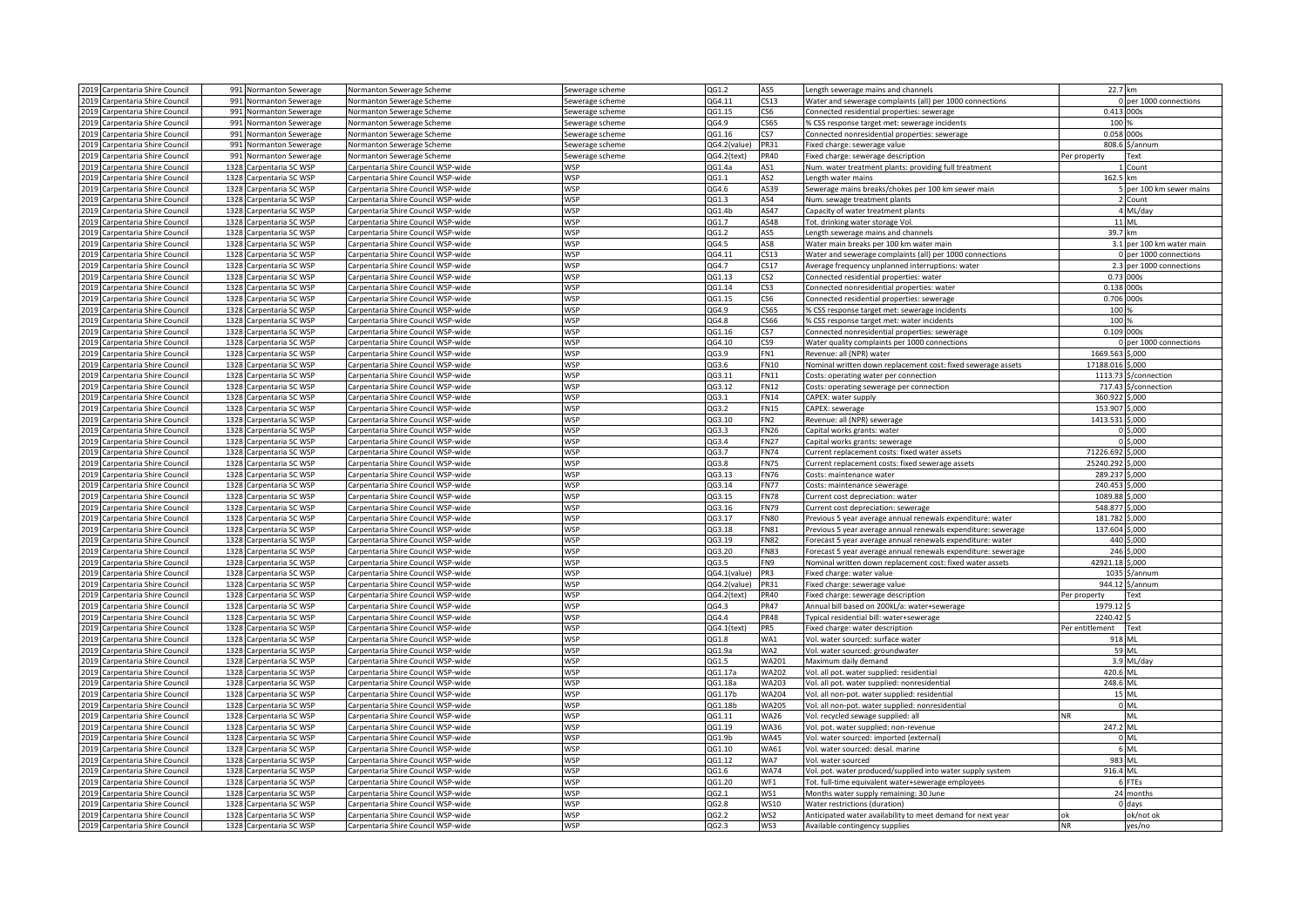| 2019 | Carpentaria Shire Council | 991 | Normanton Sewerage | Normanton Sewerage Scheme | Sewerage scheme | QG1.2 | AS5 | Length sewerage mains and channels | 22.7 | km |
|---|---|---|---|---|---|---|---|---|---|---|
| 2019 | Carpentaria Shire Council | 991 | Normanton Sewerage | Normanton Sewerage Scheme | Sewerage scheme | QG4.11 | CS13 | Water and sewerage complaints (all) per 1000 connections | 0 | per 1000 connections |
| 2019 | Carpentaria Shire Council | 991 | Normanton Sewerage | Normanton Sewerage Scheme | Sewerage scheme | QG1.15 | CS6 | Connected residential properties: sewerage | 0.413 | 000s |
| 2019 | Carpentaria Shire Council | 991 | Normanton Sewerage | Normanton Sewerage Scheme | Sewerage scheme | QG4.9 | CS65 | % CSS response target met: sewerage incidents | 100 | % |
| 2019 | Carpentaria Shire Council | 991 | Normanton Sewerage | Normanton Sewerage Scheme | Sewerage scheme | QG1.16 | CS7 | Connected nonresidential properties: sewerage | 0.058 | 000s |
| 2019 | Carpentaria Shire Council | 991 | Normanton Sewerage | Normanton Sewerage Scheme | Sewerage scheme | QG4.2(value) | PR31 | Fixed charge: sewerage value | 808.6 | $/annum |
| 2019 | Carpentaria Shire Council | 991 | Normanton Sewerage | Normanton Sewerage Scheme | Sewerage scheme | QG4.2(text) | PR40 | Fixed charge: sewerage description | Per property | Text |
| 2019 | Carpentaria Shire Council | 1328 | Carpentaria SC WSP | Carpentaria Shire Council WSP-wide | WSP | QG1.4a | AS1 | Num. water treatment plants: providing full treatment | 1 | Count |
| 2019 | Carpentaria Shire Council | 1328 | Carpentaria SC WSP | Carpentaria Shire Council WSP-wide | WSP | QG1.1 | AS2 | Length water mains | 162.5 | km |
| 2019 | Carpentaria Shire Council | 1328 | Carpentaria SC WSP | Carpentaria Shire Council WSP-wide | WSP | QG4.6 | AS39 | Sewerage mains breaks/chokes per 100 km sewer main | 5 | per 100 km sewer mains |
| 2019 | Carpentaria Shire Council | 1328 | Carpentaria SC WSP | Carpentaria Shire Council WSP-wide | WSP | QG1.3 | AS4 | Num. sewage treatment plants | 2 | Count |
| 2019 | Carpentaria Shire Council | 1328 | Carpentaria SC WSP | Carpentaria Shire Council WSP-wide | WSP | QG1.4b | AS47 | Capacity of water treatment plants | 4 | ML/day |
| 2019 | Carpentaria Shire Council | 1328 | Carpentaria SC WSP | Carpentaria Shire Council WSP-wide | WSP | QG1.7 | AS48 | Tot. drinking water storage Vol. | 11 | ML |
| 2019 | Carpentaria Shire Council | 1328 | Carpentaria SC WSP | Carpentaria Shire Council WSP-wide | WSP | QG1.2 | AS5 | Length sewerage mains and channels | 39.7 | km |
| 2019 | Carpentaria Shire Council | 1328 | Carpentaria SC WSP | Carpentaria Shire Council WSP-wide | WSP | QG4.5 | AS8 | Water main breaks per 100 km water main | 3.1 | per 100 km water main |
| 2019 | Carpentaria Shire Council | 1328 | Carpentaria SC WSP | Carpentaria Shire Council WSP-wide | WSP | QG4.11 | CS13 | Water and sewerage complaints (all) per 1000 connections | 0 | per 1000 connections |
| 2019 | Carpentaria Shire Council | 1328 | Carpentaria SC WSP | Carpentaria Shire Council WSP-wide | WSP | QG4.7 | CS17 | Average frequency unplanned interruptions: water | 2.3 | per 1000 connections |
| 2019 | Carpentaria Shire Council | 1328 | Carpentaria SC WSP | Carpentaria Shire Council WSP-wide | WSP | QG1.13 | CS2 | Connected residential properties: water | 0.73 | 000s |
| 2019 | Carpentaria Shire Council | 1328 | Carpentaria SC WSP | Carpentaria Shire Council WSP-wide | WSP | QG1.14 | CS3 | Connected nonresidential properties: water | 0.138 | 000s |
| 2019 | Carpentaria Shire Council | 1328 | Carpentaria SC WSP | Carpentaria Shire Council WSP-wide | WSP | QG1.15 | CS6 | Connected residential properties: sewerage | 0.706 | 000s |
| 2019 | Carpentaria Shire Council | 1328 | Carpentaria SC WSP | Carpentaria Shire Council WSP-wide | WSP | QG4.9 | CS65 | % CSS response target met: sewerage incidents | 100 | % |
| 2019 | Carpentaria Shire Council | 1328 | Carpentaria SC WSP | Carpentaria Shire Council WSP-wide | WSP | QG4.8 | CS66 | % CSS response target met: water incidents | 100 | % |
| 2019 | Carpentaria Shire Council | 1328 | Carpentaria SC WSP | Carpentaria Shire Council WSP-wide | WSP | QG1.16 | CS7 | Connected nonresidential properties: sewerage | 0.109 | 000s |
| 2019 | Carpentaria Shire Council | 1328 | Carpentaria SC WSP | Carpentaria Shire Council WSP-wide | WSP | QG4.10 | CS9 | Water quality complaints per 1000 connections | 0 | per 1000 connections |
| 2019 | Carpentaria Shire Council | 1328 | Carpentaria SC WSP | Carpentaria Shire Council WSP-wide | WSP | QG3.9 | FN1 | Revenue: all (NPR) water | 1669.563 | $,000 |
| 2019 | Carpentaria Shire Council | 1328 | Carpentaria SC WSP | Carpentaria Shire Council WSP-wide | WSP | QG3.6 | FN10 | Nominal written down replacement cost: fixed sewerage assets | 17188.016 | $,000 |
| 2019 | Carpentaria Shire Council | 1328 | Carpentaria SC WSP | Carpentaria Shire Council WSP-wide | WSP | QG3.11 | FN11 | Costs: operating water per connection | 1113.73 | $/connection |
| 2019 | Carpentaria Shire Council | 1328 | Carpentaria SC WSP | Carpentaria Shire Council WSP-wide | WSP | QG3.12 | FN12 | Costs: operating sewerage per connection | 717.43 | $/connection |
| 2019 | Carpentaria Shire Council | 1328 | Carpentaria SC WSP | Carpentaria Shire Council WSP-wide | WSP | QG3.1 | FN14 | CAPEX: water supply | 360.922 | $,000 |
| 2019 | Carpentaria Shire Council | 1328 | Carpentaria SC WSP | Carpentaria Shire Council WSP-wide | WSP | QG3.2 | FN15 | CAPEX: sewerage | 153.907 | $,000 |
| 2019 | Carpentaria Shire Council | 1328 | Carpentaria SC WSP | Carpentaria Shire Council WSP-wide | WSP | QG3.10 | FN2 | Revenue: all (NPR) sewerage | 1413.531 | $,000 |
| 2019 | Carpentaria Shire Council | 1328 | Carpentaria SC WSP | Carpentaria Shire Council WSP-wide | WSP | QG3.3 | FN26 | Capital works grants: water | 0 | $,000 |
| 2019 | Carpentaria Shire Council | 1328 | Carpentaria SC WSP | Carpentaria Shire Council WSP-wide | WSP | QG3.4 | FN27 | Capital works grants: sewerage | 0 | $,000 |
| 2019 | Carpentaria Shire Council | 1328 | Carpentaria SC WSP | Carpentaria Shire Council WSP-wide | WSP | QG3.7 | FN74 | Current replacement costs: fixed water assets | 71226.692 | $,000 |
| 2019 | Carpentaria Shire Council | 1328 | Carpentaria SC WSP | Carpentaria Shire Council WSP-wide | WSP | QG3.8 | FN75 | Current replacement costs: fixed sewerage assets | 25240.292 | $,000 |
| 2019 | Carpentaria Shire Council | 1328 | Carpentaria SC WSP | Carpentaria Shire Council WSP-wide | WSP | QG3.13 | FN76 | Costs: maintenance water | 289.237 | $,000 |
| 2019 | Carpentaria Shire Council | 1328 | Carpentaria SC WSP | Carpentaria Shire Council WSP-wide | WSP | QG3.14 | FN77 | Costs: maintenance sewerage | 240.453 | $,000 |
| 2019 | Carpentaria Shire Council | 1328 | Carpentaria SC WSP | Carpentaria Shire Council WSP-wide | WSP | QG3.15 | FN78 | Current cost depreciation: water | 1089.88 | $,000 |
| 2019 | Carpentaria Shire Council | 1328 | Carpentaria SC WSP | Carpentaria Shire Council WSP-wide | WSP | QG3.16 | FN79 | Current cost depreciation: sewerage | 548.877 | $,000 |
| 2019 | Carpentaria Shire Council | 1328 | Carpentaria SC WSP | Carpentaria Shire Council WSP-wide | WSP | QG3.17 | FN80 | Previous 5 year average annual renewals expenditure: water | 181.782 | $,000 |
| 2019 | Carpentaria Shire Council | 1328 | Carpentaria SC WSP | Carpentaria Shire Council WSP-wide | WSP | QG3.18 | FN81 | Previous 5 year average annual renewals expenditure: sewerage | 137.604 | $,000 |
| 2019 | Carpentaria Shire Council | 1328 | Carpentaria SC WSP | Carpentaria Shire Council WSP-wide | WSP | QG3.19 | FN82 | Forecast 5 year average annual renewals expenditure: water | 440 | $,000 |
| 2019 | Carpentaria Shire Council | 1328 | Carpentaria SC WSP | Carpentaria Shire Council WSP-wide | WSP | QG3.20 | FN83 | Forecast 5 year average annual renewals expenditure: sewerage | 246 | $,000 |
| 2019 | Carpentaria Shire Council | 1328 | Carpentaria SC WSP | Carpentaria Shire Council WSP-wide | WSP | QG3.5 | FN9 | Nominal written down replacement cost: fixed water assets | 42921.18 | $,000 |
| 2019 | Carpentaria Shire Council | 1328 | Carpentaria SC WSP | Carpentaria Shire Council WSP-wide | WSP | QG4.1(value) | PR3 | Fixed charge: water value | 1035 | $/annum |
| 2019 | Carpentaria Shire Council | 1328 | Carpentaria SC WSP | Carpentaria Shire Council WSP-wide | WSP | QG4.2(value) | PR31 | Fixed charge: sewerage value | 944.12 | $/annum |
| 2019 | Carpentaria Shire Council | 1328 | Carpentaria SC WSP | Carpentaria Shire Council WSP-wide | WSP | QG4.2(text) | PR40 | Fixed charge: sewerage description | Per property | Text |
| 2019 | Carpentaria Shire Council | 1328 | Carpentaria SC WSP | Carpentaria Shire Council WSP-wide | WSP | QG4.3 | PR47 | Annual bill based on 200kL/a: water+sewerage | 1979.12 | $ |
| 2019 | Carpentaria Shire Council | 1328 | Carpentaria SC WSP | Carpentaria Shire Council WSP-wide | WSP | QG4.4 | PR48 | Typical residential bill: water+sewerage | 2240.42 | $ |
| 2019 | Carpentaria Shire Council | 1328 | Carpentaria SC WSP | Carpentaria Shire Council WSP-wide | WSP | QG4.1(text) | PR5 | Fixed charge: water description | Per entitlement | Text |
| 2019 | Carpentaria Shire Council | 1328 | Carpentaria SC WSP | Carpentaria Shire Council WSP-wide | WSP | QG1.8 | WA1 | Vol. water sourced: surface water | 918 | ML |
| 2019 | Carpentaria Shire Council | 1328 | Carpentaria SC WSP | Carpentaria Shire Council WSP-wide | WSP | QG1.9a | WA2 | Vol. water sourced: groundwater | 59 | ML |
| 2019 | Carpentaria Shire Council | 1328 | Carpentaria SC WSP | Carpentaria Shire Council WSP-wide | WSP | QG1.5 | WA201 | Maximum daily demand | 3.9 | ML/day |
| 2019 | Carpentaria Shire Council | 1328 | Carpentaria SC WSP | Carpentaria Shire Council WSP-wide | WSP | QG1.17a | WA202 | Vol. all pot. water supplied: residential | 420.6 | ML |
| 2019 | Carpentaria Shire Council | 1328 | Carpentaria SC WSP | Carpentaria Shire Council WSP-wide | WSP | QG1.18a | WA203 | Vol. all pot. water supplied: nonresidential | 248.6 | ML |
| 2019 | Carpentaria Shire Council | 1328 | Carpentaria SC WSP | Carpentaria Shire Council WSP-wide | WSP | QG1.17b | WA204 | Vol. all non-pot. water supplied: residential | 15 | ML |
| 2019 | Carpentaria Shire Council | 1328 | Carpentaria SC WSP | Carpentaria Shire Council WSP-wide | WSP | QG1.18b | WA205 | Vol. all non-pot. water supplied: nonresidential | 0 | ML |
| 2019 | Carpentaria Shire Council | 1328 | Carpentaria SC WSP | Carpentaria Shire Council WSP-wide | WSP | QG1.11 | WA26 | Vol. recycled sewage supplied: all | NR | ML |
| 2019 | Carpentaria Shire Council | 1328 | Carpentaria SC WSP | Carpentaria Shire Council WSP-wide | WSP | QG1.19 | WA36 | Vol. pot. water supplied: non-revenue | 247.2 | ML |
| 2019 | Carpentaria Shire Council | 1328 | Carpentaria SC WSP | Carpentaria Shire Council WSP-wide | WSP | QG1.9b | WA45 | Vol. water sourced: imported (external) | 0 | ML |
| 2019 | Carpentaria Shire Council | 1328 | Carpentaria SC WSP | Carpentaria Shire Council WSP-wide | WSP | QG1.10 | WA61 | Vol. water sourced: desal. marine | 6 | ML |
| 2019 | Carpentaria Shire Council | 1328 | Carpentaria SC WSP | Carpentaria Shire Council WSP-wide | WSP | QG1.12 | WA7 | Vol. water sourced | 983 | ML |
| 2019 | Carpentaria Shire Council | 1328 | Carpentaria SC WSP | Carpentaria Shire Council WSP-wide | WSP | QG1.6 | WA74 | Vol. pot. water produced/supplied into water supply system | 916.4 | ML |
| 2019 | Carpentaria Shire Council | 1328 | Carpentaria SC WSP | Carpentaria Shire Council WSP-wide | WSP | QG1.20 | WF1 | Tot. full-time equivalent water+sewerage employees | 6 | FTEs |
| 2019 | Carpentaria Shire Council | 1328 | Carpentaria SC WSP | Carpentaria Shire Council WSP-wide | WSP | QG2.1 | WS1 | Months water supply remaining: 30 June | 24 | months |
| 2019 | Carpentaria Shire Council | 1328 | Carpentaria SC WSP | Carpentaria Shire Council WSP-wide | WSP | QG2.8 | WS10 | Water restrictions (duration) | 0 | days |
| 2019 | Carpentaria Shire Council | 1328 | Carpentaria SC WSP | Carpentaria Shire Council WSP-wide | WSP | QG2.2 | WS2 | Anticipated water availability to meet demand for next year | ok | ok/not ok |
| 2019 | Carpentaria Shire Council | 1328 | Carpentaria SC WSP | Carpentaria Shire Council WSP-wide | WSP | QG2.3 | WS3 | Available contingency supplies | NR | yes/no |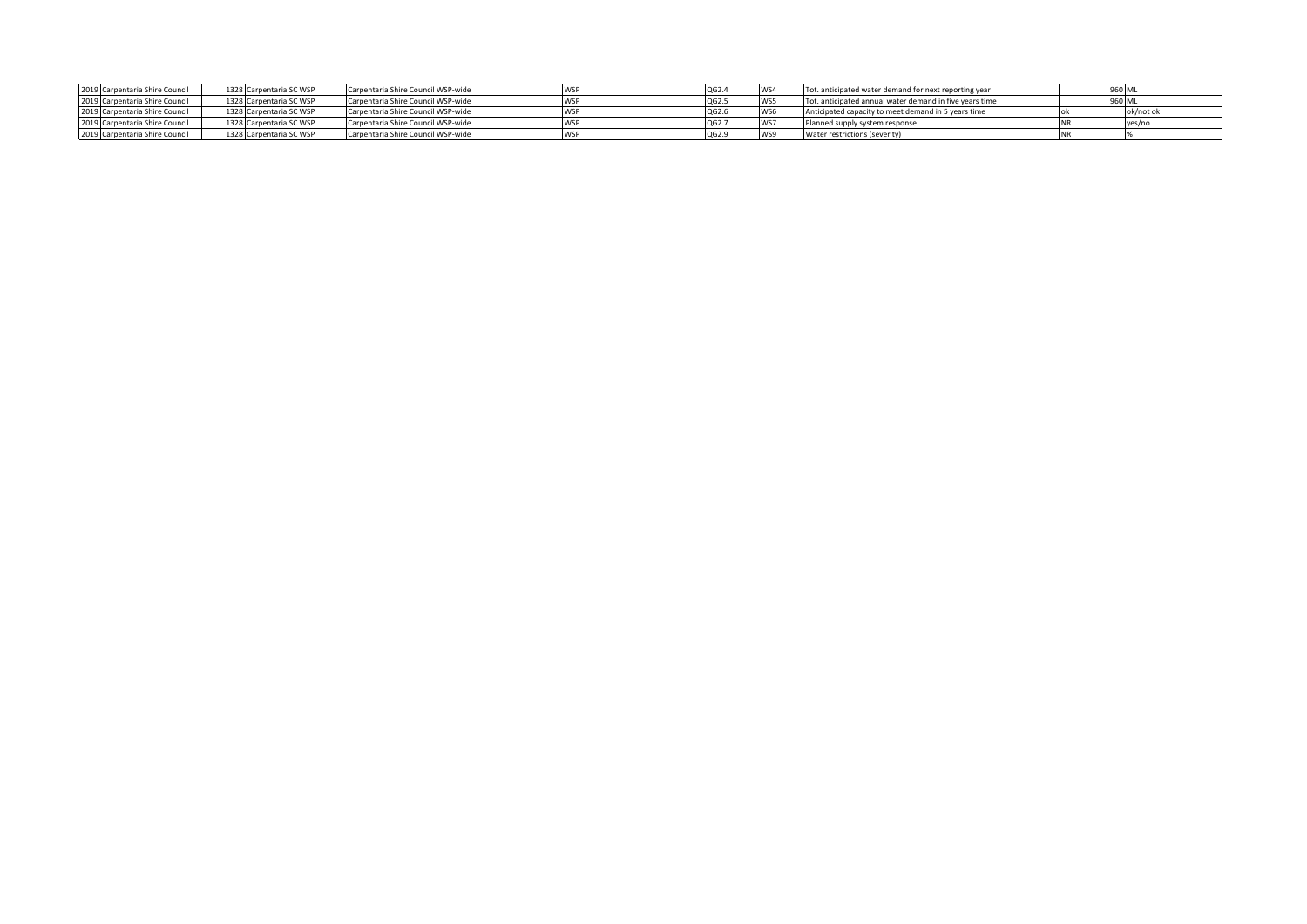| | | | | | | | | | | |
|---|---|---|---|---|---|---|---|---|---|---|
| 2019 | Carpentaria Shire Council | 1328 | Carpentaria SC WSP | Carpentaria Shire Council WSP-wide | WSP | QG2.4 | WS4 | Tot. anticipated water demand for next reporting year | 960 | ML |
| 2019 | Carpentaria Shire Council | 1328 | Carpentaria SC WSP | Carpentaria Shire Council WSP-wide | WSP | QG2.5 | WS5 | Tot. anticipated annual water demand in five years time | 960 | ML |
| 2019 | Carpentaria Shire Council | 1328 | Carpentaria SC WSP | Carpentaria Shire Council WSP-wide | WSP | QG2.6 | WS6 | Anticipated capacity to meet demand in 5 years time | ok | ok/not ok |
| 2019 | Carpentaria Shire Council | 1328 | Carpentaria SC WSP | Carpentaria Shire Council WSP-wide | WSP | QG2.7 | WS7 | Planned supply system response | NR | yes/no |
| 2019 | Carpentaria Shire Council | 1328 | Carpentaria SC WSP | Carpentaria Shire Council WSP-wide | WSP | QG2.9 | WS9 | Water restrictions (severity) | NR | % |